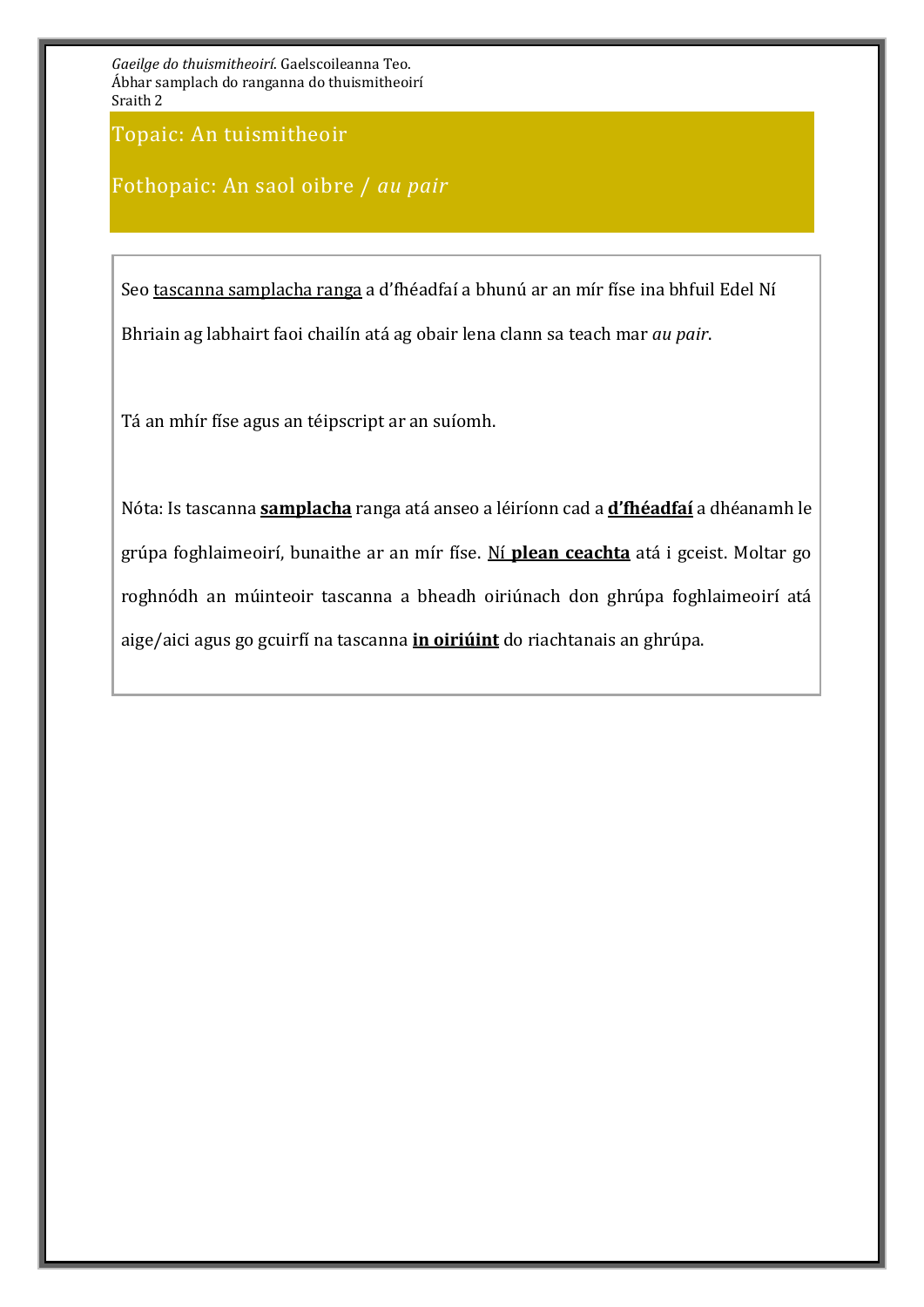*Gaeilge do thuismitheoirí*. Gaelscoileanna Teo.
Ábhar samplach do ranganna do thuismitheoirí
Sraith 2

## Topaic: An tuismitheoir

## Fothopaic: An saol oibre / *au pair*

Seo tascanna samplacha ranga a d'fhéadfaí a bhunú ar an mír físe ina bhfuil Edel Ní Bhriain ag labhairt faoi chailín atá ag obair lena clann sa teach mar *au pair*.

Tá an mhír físe agus an téipscript ar an suíomh.

Nóta: Is tascanna **samplacha** ranga atá anseo a léiríonn cad a **d'fhéadfaí** a dhéanamh le grúpa foghlaimeoirí, bunaithe ar an mír físe. Ní **plean ceachta** atá i gceist. Moltar go roghnódh an múinteoir tascanna a bheadh oiriúnach don ghrúpa foghlaimeoirí atá aige/aici agus go gcuirfí na tascanna **in oiriúint** do riachtanais an ghrúpa.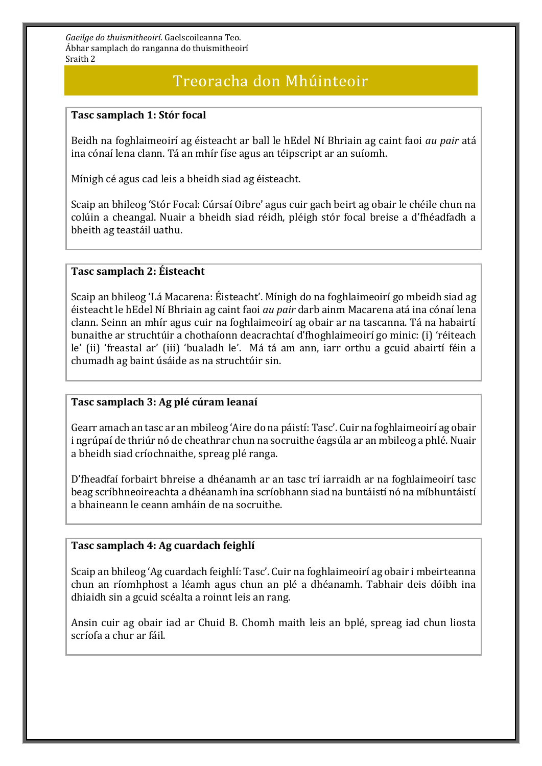# Treoracha don Mhúinteoir

**Tasc samplach 1: Stór focal**

Beidh na foghlaimeoirí ag éisteacht ar ball le hEdel Ní Bhriain ag caint faoi *au pair* atá ina cónaí lena clann. Tá an mhír físe agus an téipscript ar an suíomh.

Mínigh cé agus cad leis a bheidh siad ag éisteacht.

Scaip an bhileog 'Stór Focal: Cúrsaí Oibre' agus cuir gach beirt ag obair le chéile chun na colúin a cheangal. Nuair a bheidh siad réidh, pléigh stór focal breise a d'fhéadfadh a bheith ag teastáil uathu.

**Tasc samplach 2: Éisteacht**

Scaip an bhileog 'Lá Macarena: Éisteacht'. Mínigh do na foghlaimeoirí go mbeidh siad ag éisteacht le hEdel Ní Bhriain ag caint faoi *au pair* darb ainm Macarena atá ina cónaí lena clann. Seinn an mhír agus cuir na foghlaimeoirí ag obair ar na tascanna. Tá na habairtí bunaithe ar struchtúir a chothaíonn deacrachtaí d'fhoghlaimeoirí go minic: (i) 'réiteach le' (ii) 'freastal ar' (iii) 'bualadh le'. Má tá am ann, iarr orthu a gcuid abairtí féin a chumadh ag baint úsáide as na struchtúir sin.

**Tasc samplach 3: Ag plé cúram leanaí**

Gearr amach an tasc ar an mbileog 'Aire do na páistí: Tasc'. Cuir na foghlaimeoirí ag obair i ngrúpaí de thriúr nó de cheathrar chun na socruithe éagsúla ar an mbileog a phlé. Nuair a bheidh siad críochnaithe, spreag plé ranga.

D'fheadfaí forbairt bhreise a dhéanamh ar an tasc trí iarraidh ar na foghlaimeoirí tasc beag scríbhneoireachta a dhéanamh ina scríobhann siad na buntáistí nó na míbhuntáistí a bhaineann le ceann amháin de na socruithe.

**Tasc samplach 4: Ag cuardach feighlí**

Scaip an bhileog 'Ag cuardach feighlí: Tasc'. Cuir na foghlaimeoirí ag obair i mbeirteanna chun an ríomhphost a léamh agus chun an plé a dhéanamh. Tabhair deis dóibh ina dhiaidh sin a gcuid scéalta a roinnt leis an rang.

Ansin cuir ag obair iad ar Chuid B. Chomh maith leis an bplé, spreag iad chun liosta scríofa a chur ar fáil.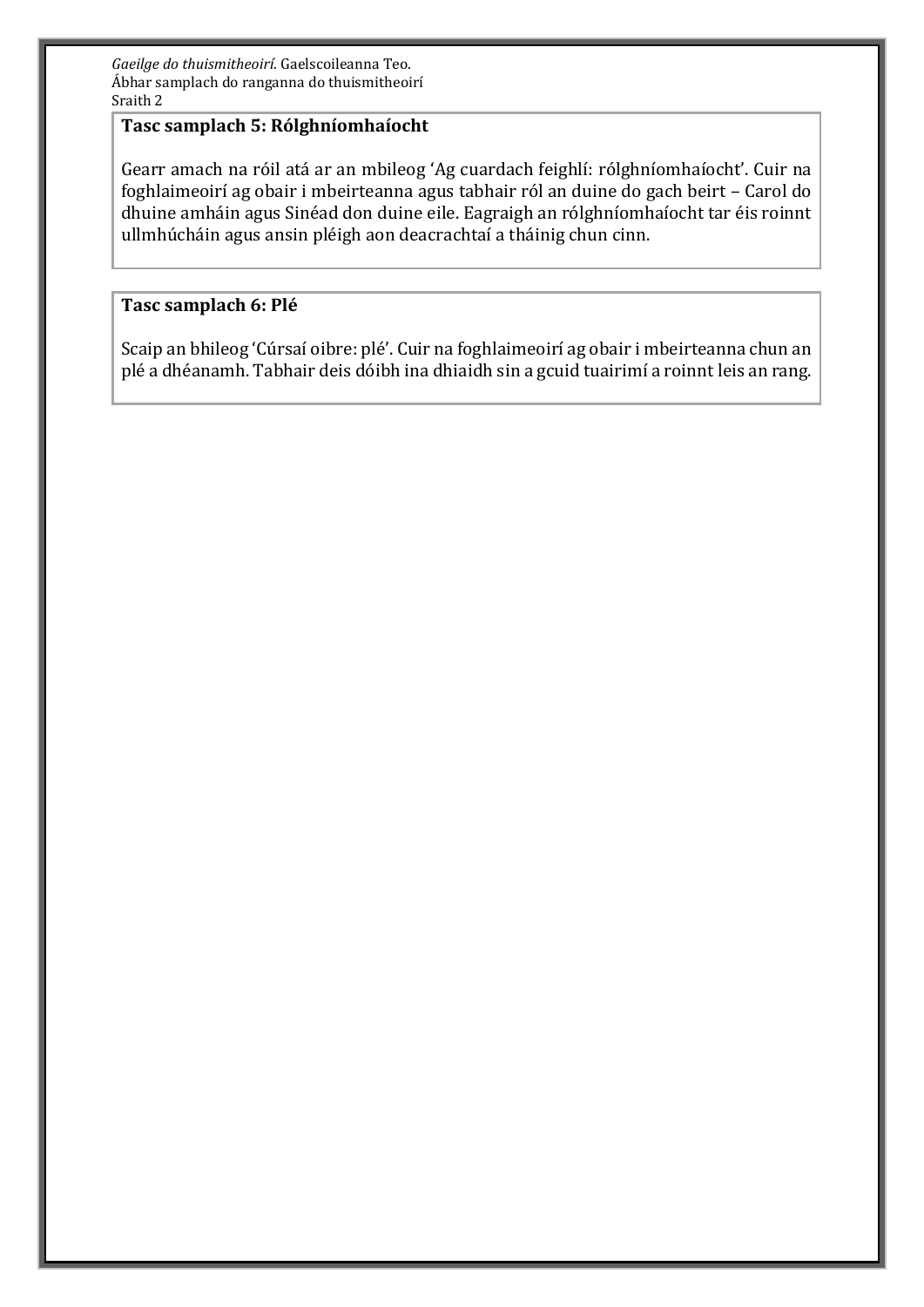### Tasc samplach 5: Rólghníomhaíocht

Gearr amach na róil atá ar an mbileog 'Ag cuardach feighlí: rólghníomhaíocht'. Cuir na foghlaimeoirí ag obair i mbeirteanna agus tabhair ról an duine do gach beirt – Carol do dhuine amháin agus Sinéad don duine eile. Eagraigh an rólghníomhaíocht tar éis roinnt ullmhúcháin agus ansin pléigh aon deacrachtaí a tháinig chun cinn.

### Tasc samplach 6: Plé

Scaip an bhileog 'Cúrsaí oibre: plé'. Cuir na foghlaimeoirí ag obair i mbeirteanna chun an plé a dhéanamh. Tabhair deis dóibh ina dhiaidh sin a gcuid tuairimí a roinnt leis an rang.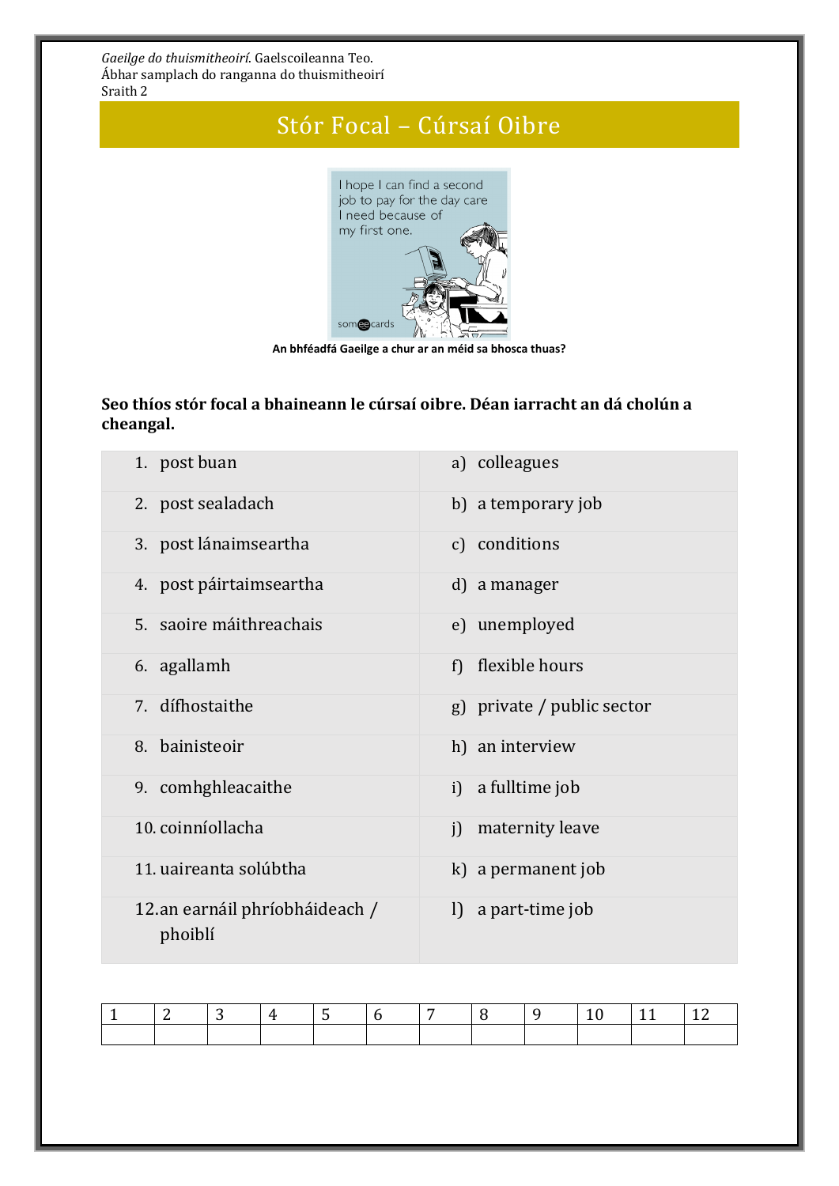# Stór Focal – Cúrsaí Oibre

**An bhféadfá Gaeilge a chur ar an méid sa bhosca thuas?**

**Seo thíos stór focal a bhaineann le cúrsaí oibre. Déan iarracht an dá cholún a cheangal.**

| | |
|---|---|
| 1. post buan | a) colleagues |
| 2. post sealadach | b) a temporary job |
| 3. post lánaimseartha | c) conditions |
| 4. post páirtaimseartha | d) a manager |
| 5. saoire máithreachais | e) unemployed |
| 6. agallamh | f) flexible hours |
| 7. dífhostaithe | g) private / public sector |
| 8. bainisteoir | h) an interview |
| 9. comhghleacaithe | i) a fulltime job |
| 10. coinníollacha | j) maternity leave |
| 11. uaireanta solúbtha | k) a permanent job |
| 12. an earnáil phríobháideach / phoiblí | l) a part-time job |

| 1 | 2 | 3 | 4 | 5 | 6 | 7 | 8 | 9 | 10 | 11 | 12 |
|---|---|---|---|---|---|---|---|---|---|---|---|
| | | | | | | | | | | | |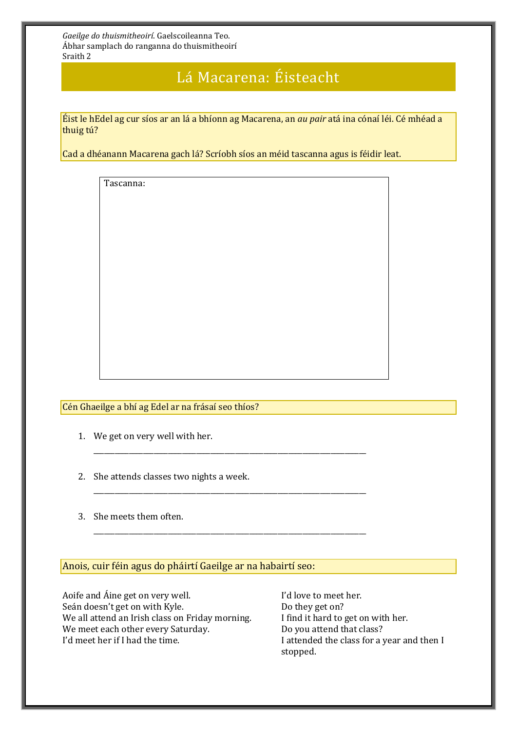*Gaeilge do thuismitheoirí*. Gaelscoileanna Teo.
Ábhar samplach do ranganna do thuismitheoirí
Sraith 2

# Lá Macarena: Éisteacht

Éist le hEdel ag cur síos ar an lá a bhíonn ag Macarena, an *au pair* atá ina cónaí léi. Cé mhéad a thuig tú?

Cad a dhéanann Macarena gach lá? Scríobh síos an méid tascanna agus is féidir leat.

Tascanna:

Cén Ghaeilge a bhí ag Edel ar na frásaí seo thíos?

1. We get on very well with her.
   ___________________________________________
2. She attends classes two nights a week.
   ___________________________________________
3. She meets them often.
   ___________________________________________

Anois, cuir féin agus do pháirtí Gaeilge ar na habairtí seo:

Aoife and Áine get on very well.
Seán doesn't get on with Kyle.
We all attend an Irish class on Friday morning.
We meet each other every Saturday.
I'd meet her if I had the time.
I'd love to meet her.
Do they get on?
I find it hard to get on with her.
Do you attend that class?
I attended the class for a year and then I stopped.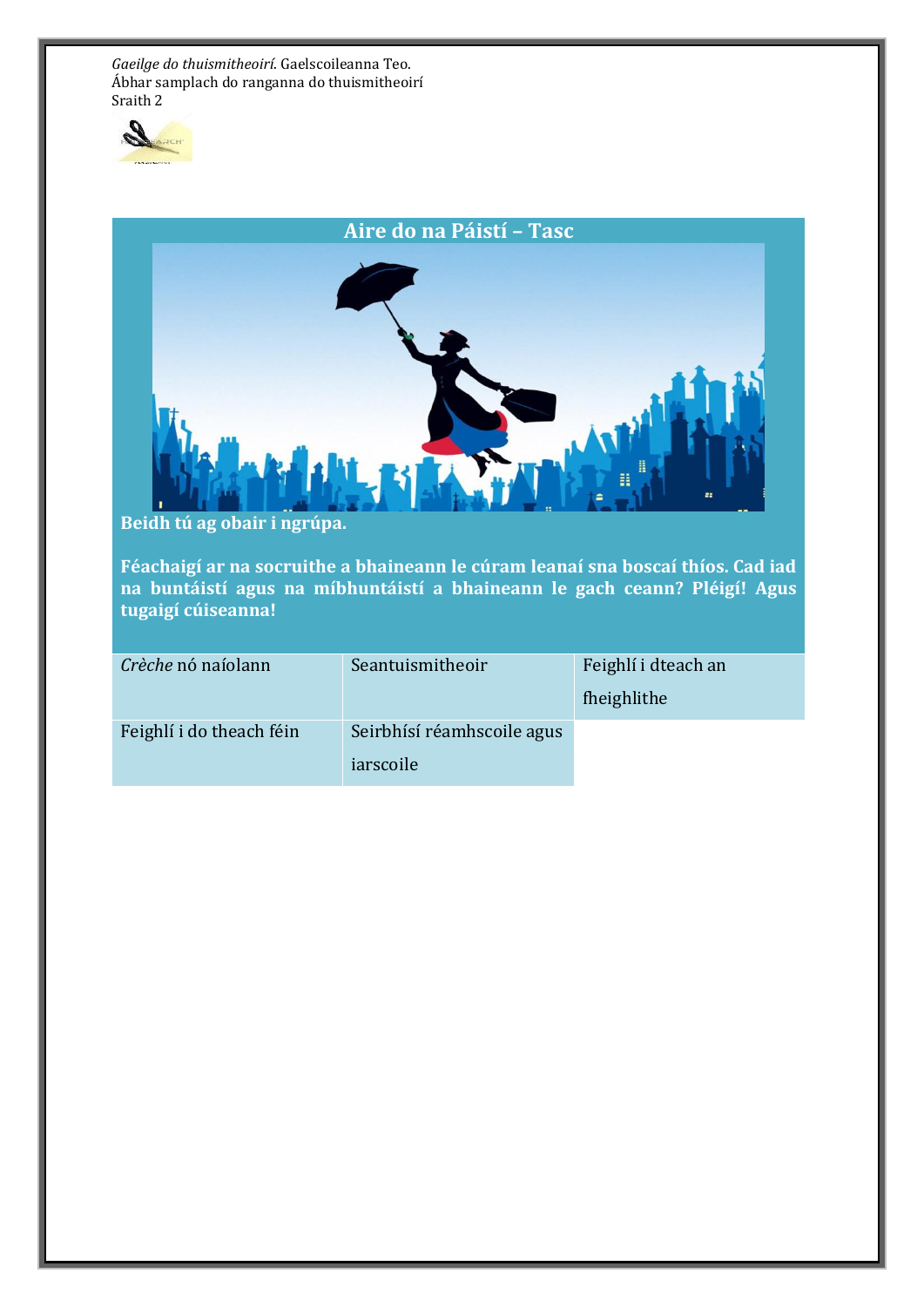*Gaeilge do thuismitheoirí*. Gaelscoileanna Teo.
Ábhar samplach do ranganna do thuismitheoirí
Sraith 2

## Aire do na Páistí – Tasc

**Beidh tú ag obair i ngrúpa.**

**Féachaigí ar na socruithe a bhaineann le cúram leanaí sna boscaí thíos. Cad iad na buntáistí agus na míbhuntáistí a bhaineann le gach ceann? Pléigí! Agus tugaigí cúiseanna!**

| | | |
|---|---|---|
| *Crèche* nó naíolann | Seantuismitheoir | Feighlí i dteach an fheighlithe |
| Feighlí i do theach féin | Seirbhísí réamhscoile agus iarscoile | |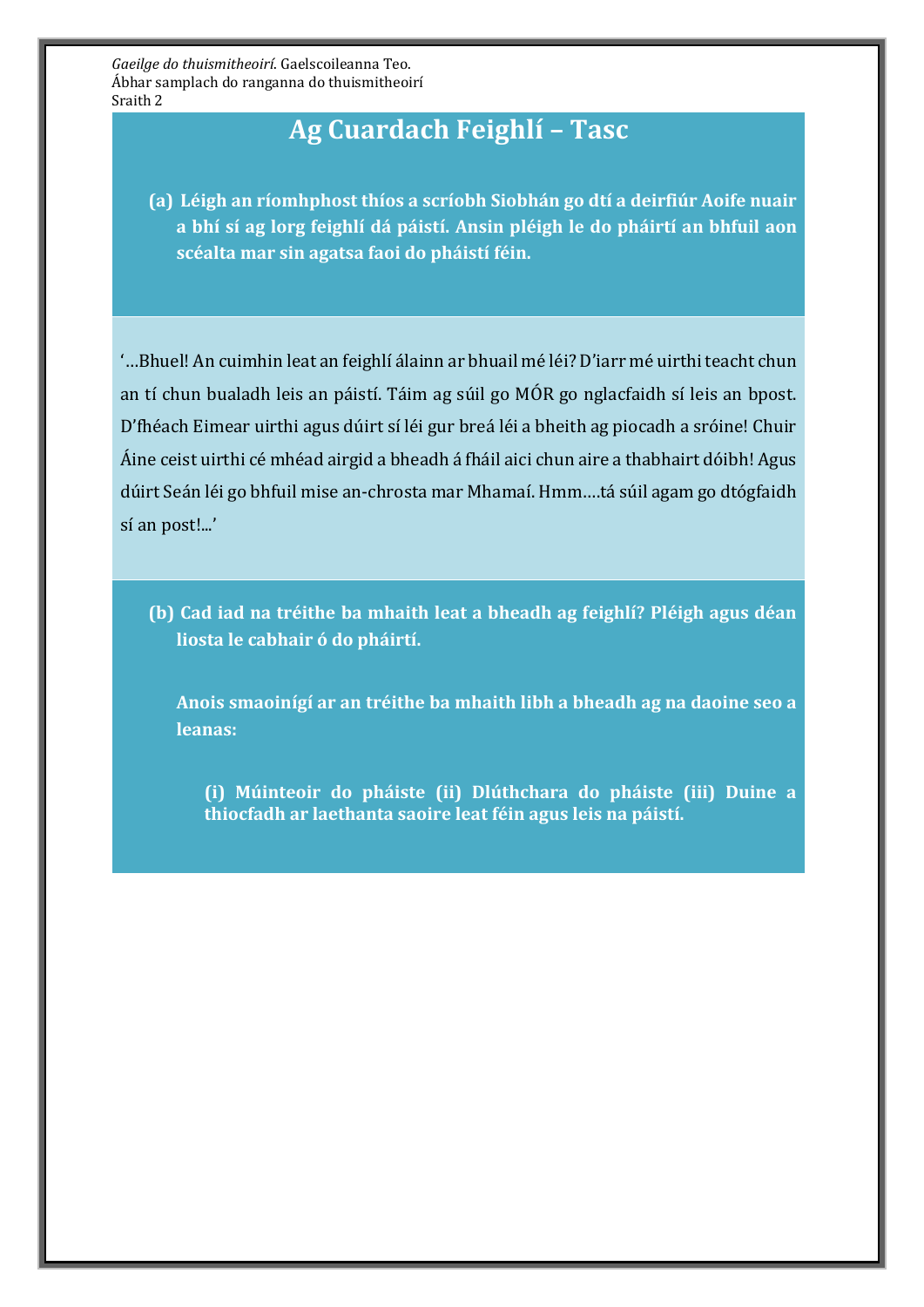# Ag Cuardach Feighlí – Tasc

**(a) Léigh an ríomhphost thíos a scríobh Siobhán go dtí a deirfiúr Aoife nuair a bhí sí ag lorg feighlí dá páistí. Ansin pléigh le do pháirtí an bhfuil aon scéalta mar sin agatsa faoi do pháistí féin.**

'…Bhuel! An cuimhin leat an feighlí álainn ar bhuail mé léi? D'iarr mé uirthi teacht chun an tí chun bualadh leis an páistí. Táim ag súil go MÓR go nglacfaidh sí leis an bpost. D'fhéach Eimear uirthi agus dúirt sí léi gur breá léi a bheith ag piocadh a sróine! Chuir Áine ceist uirthi cé mhéad airgid a bheadh á fháil aici chun aire a thabhairt dóibh! Agus dúirt Seán léi go bhfuil mise an-chrosta mar Mhamaí. Hmm….tá súil agam go dtógfaidh sí an post!...'

**(b) Cad iad na tréithe ba mhaith leat a bheadh ag feighlí? Pléigh agus déan liosta le cabhair ó do pháirtí.**

**Anois smaoinígí ar an tréithe ba mhaith libh a bheadh ag na daoine seo a leanas:**

**(i) Múinteoir do pháiste (ii) Dlúthchara do pháiste (iii) Duine a thiocfadh ar laethanta saoire leat féin agus leis na páistí.**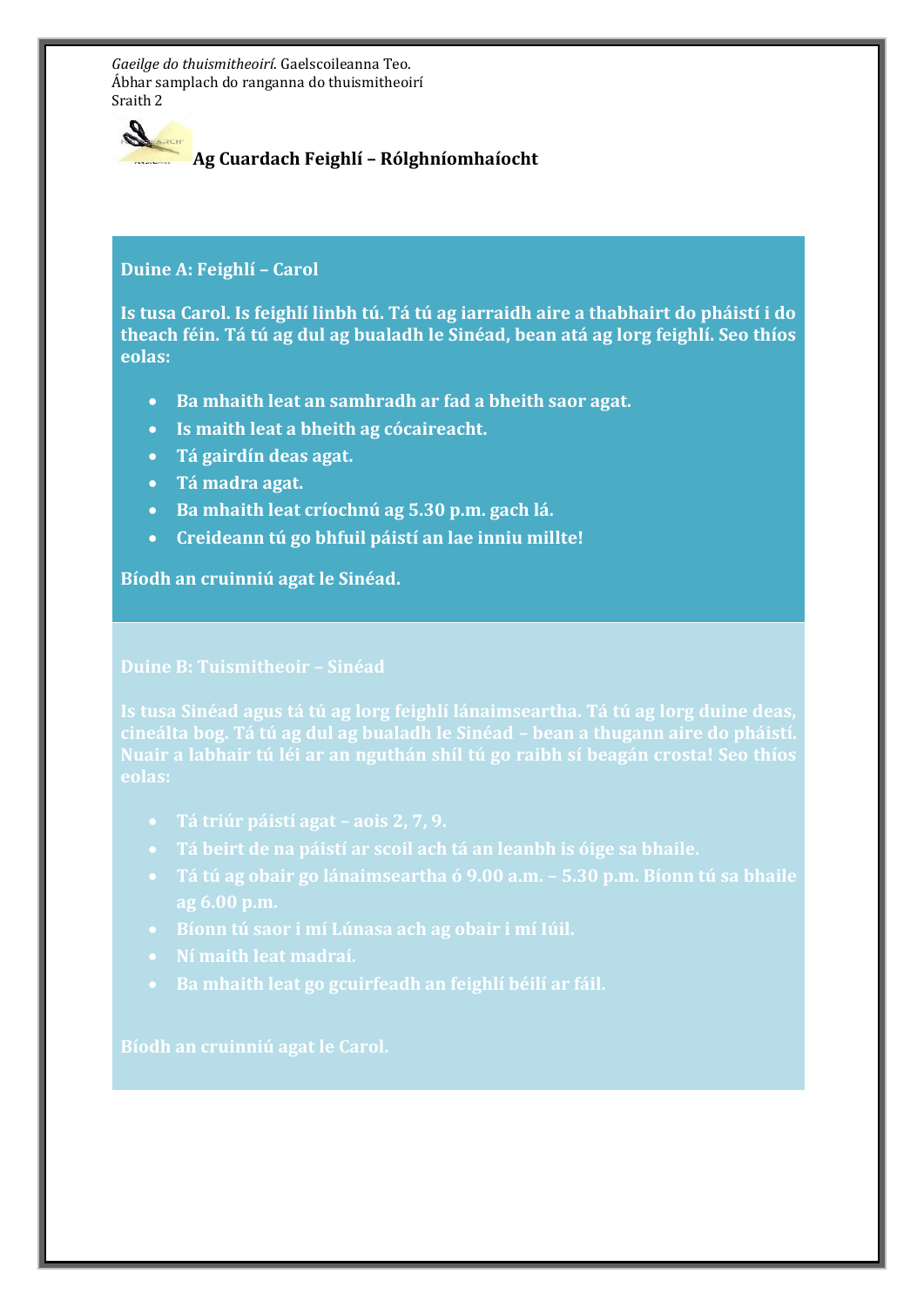*Gaeilge do thuismitheoirí*. Gaelscoileanna Teo.
Ábhar samplach do ranganna do thuismitheoirí
Sraith 2

## Ag Cuardach Feighlí – Rólghníomhaíocht

**Duine A: Feighlí – Carol**

**Is tusa Carol. Is feighlí linbh tú. Tá tú ag iarraidh aire a thabhairt do pháistí i do theach féin. Tá tú ag dul ag bualadh le Sinéad, bean atá ag lorg feighlí. Seo thíos eolas:**

- **Ba mhaith leat an samhradh ar fad a bheith saor agat.**
- **Is maith leat a bheith ag cócaireacht.**
- **Tá gairdín deas agat.**
- **Tá madra agat.**
- **Ba mhaith leat críochnú ag 5.30 p.m. gach lá.**
- **Creideann tú go bhfuil páistí an lae inniu millte!**

**Bíodh an cruinniú agat le Sinéad.**

**Duine B: Tuismitheoir – Sinéad**

**Is tusa Sinéad agus tá tú ag lorg feighlí lánaimseartha. Tá tú ag lorg duine deas, cineálta bog. Tá tú ag dul ag bualadh le Sinéad – bean a thugann aire do pháistí. Nuair a labhair tú léi ar an nguthán shíl tú go raibh sí beagán crosta! Seo thíos eolas:**

- **Tá triúr páistí agat – aois 2, 7, 9.**
- **Tá beirt de na páistí ar scoil ach tá an leanbh is óige sa bhaile.**
- **Tá tú ag obair go lánaimseartha ó 9.00 a.m. – 5.30 p.m. Bíonn tú sa bhaile ag 6.00 p.m.**
- **Bíonn tú saor i mí Lúnasa ach ag obair i mí Iúil.**
- **Ní maith leat madraí.**
- **Ba mhaith leat go gcuirfeadh an feighlí béilí ar fáil.**

**Bíodh an cruinniú agat le Carol.**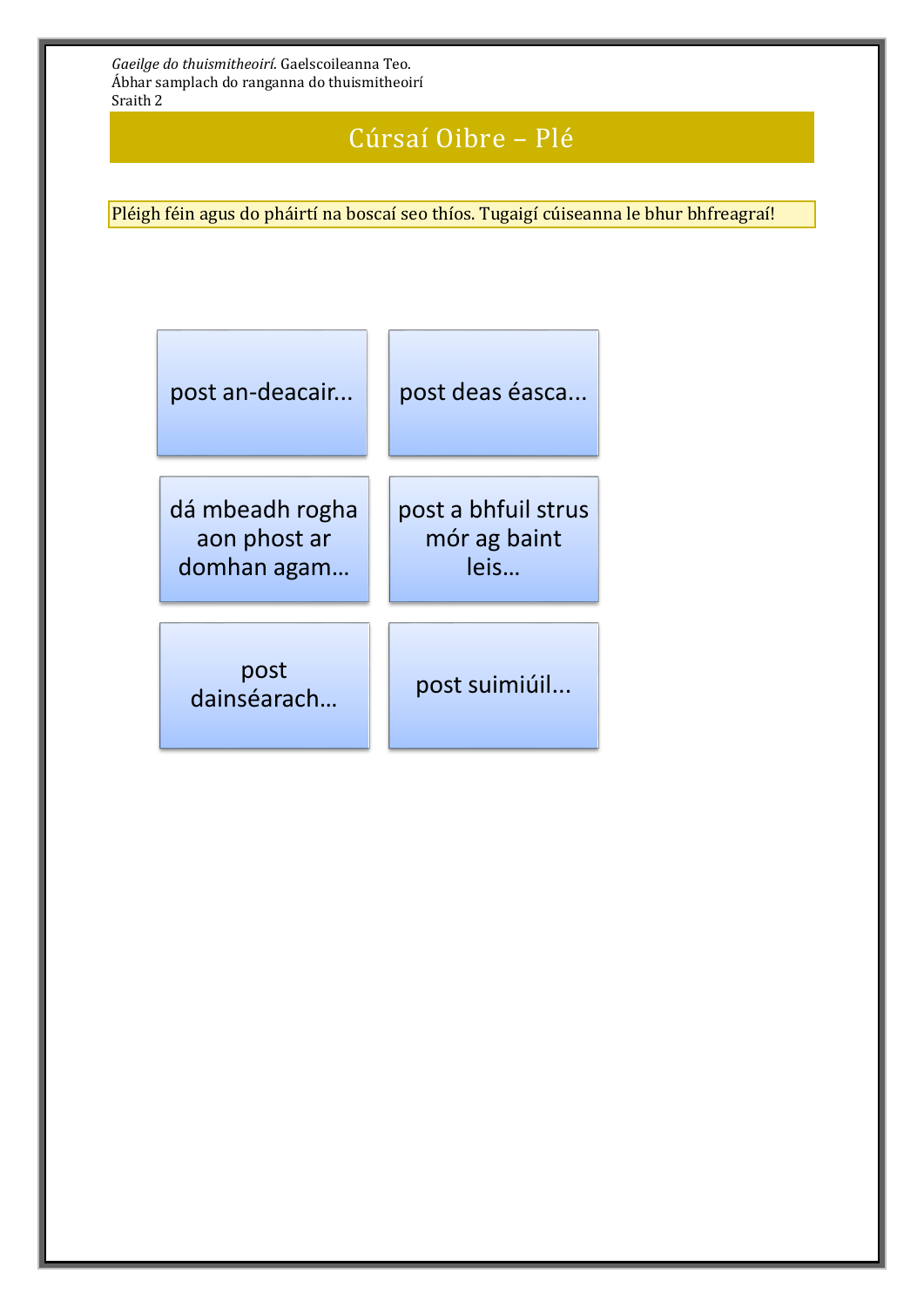*Gaeilge do thuismitheoirí*. Gaelscoileanna Teo.
Ábhar samplach do ranganna do thuismitheoirí
Sraith 2

# Cúrsaí Oibre – Plé

Pléigh féin agus do pháirtí na boscaí seo thíos. Tugaigí cúiseanna le bhur bhfreagraí!

- post an-deacair...
- post deas éasca...
- dá mbeadh rogha aon phost ar domhan agam...
- post a bhfuil strus mór ag baint leis...
- post dainséarach...
- post suimiúil...